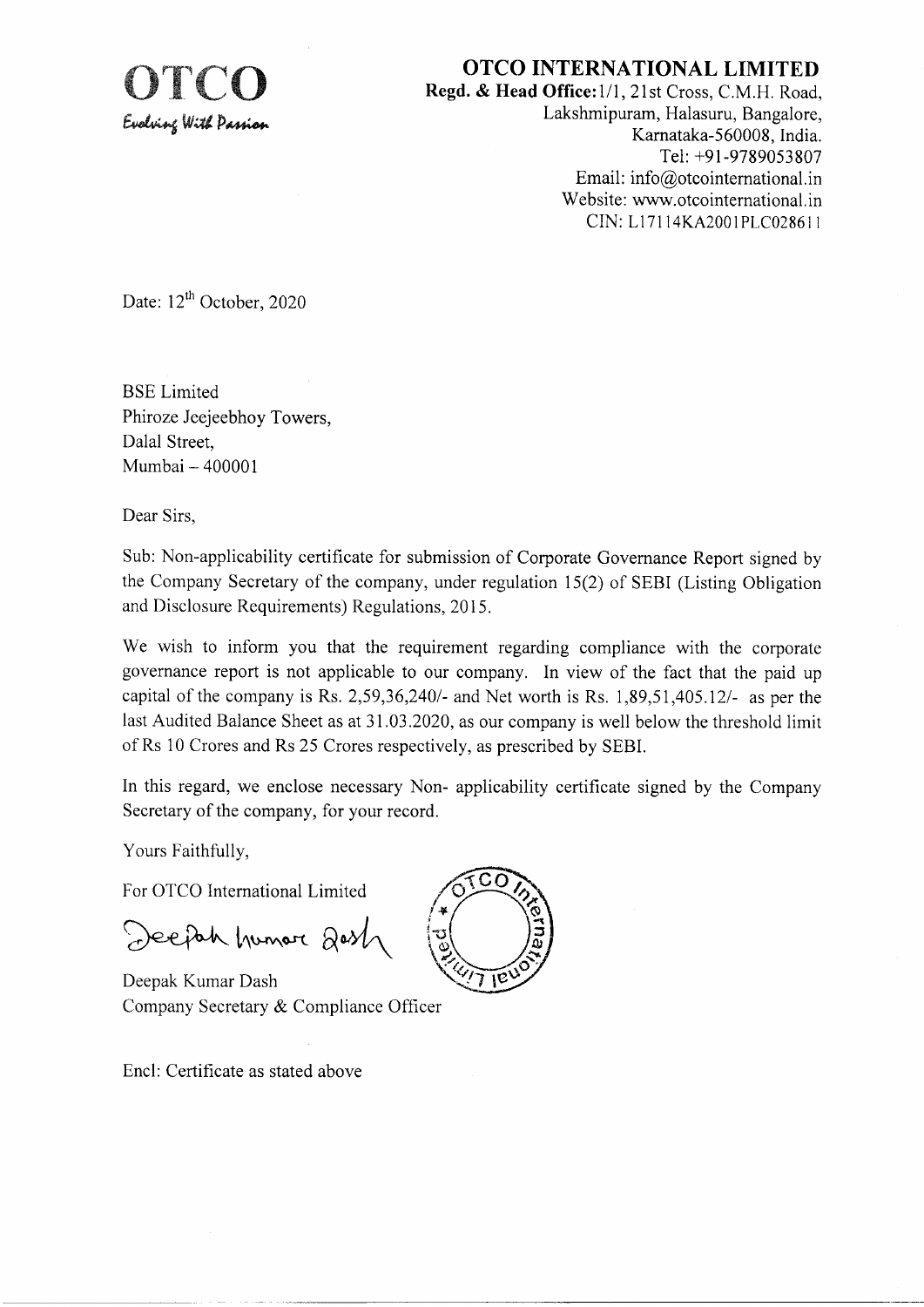**OTCO**
*Evolving With Passion*

**OTCO INTERNATIONAL LIMITED**
**Regd. & Head Office:** 1/1, 21st Cross, C.M.H. Road,
Lakshmipuram, Halasuru, Bangalore,
Karnataka-560008, India.
Tel: +91-9789053807
Email: info@otcointernational.in
Website: www.otcointernational.in
CIN: L17114KA2001PLC028611

Date: 12th October, 2020

BSE Limited
Phiroze Jeejeebhoy Towers,
Dalal Street,
Mumbai – 400001

Dear Sirs,

Sub: Non-applicability certificate for submission of Corporate Governance Report signed by the Company Secretary of the company, under regulation 15(2) of SEBI (Listing Obligation and Disclosure Requirements) Regulations, 2015.

We wish to inform you that the requirement regarding compliance with the corporate governance report is not applicable to our company. In view of the fact that the paid up capital of the company is Rs. 2,59,36,240/- and Net worth is Rs. 1,89,51,405.12/- as per the last Audited Balance Sheet as at 31.03.2020, as our company is well below the threshold limit of Rs 10 Crores and Rs 25 Crores respectively, as prescribed by SEBI.

In this regard, we enclose necessary Non- applicability certificate signed by the Company Secretary of the company, for your record.

Yours Faithfully,

For OTCO International Limited

Deepak Kumar Dash
Company Secretary & Compliance Officer

Encl: Certificate as stated above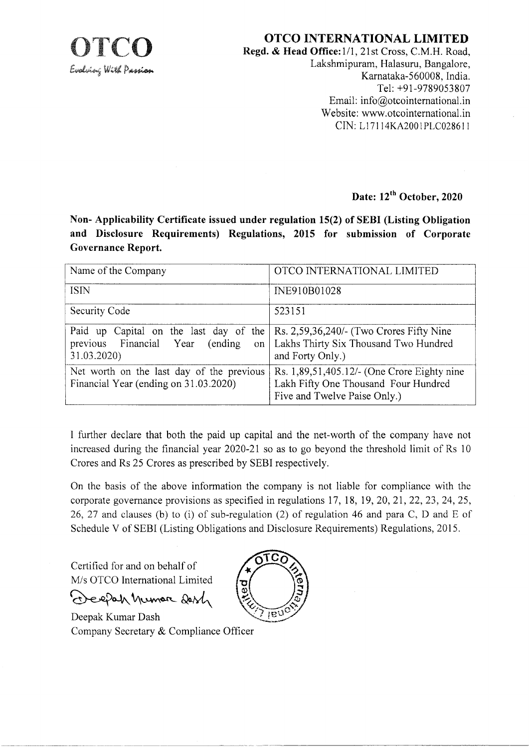# OTCO

Evolving With Passion

## OTCO INTERNATIONAL LIMITED

**Regd. & Head Office:** 1/1, 21st Cross, C.M.H. Road, Lakshmipuram, Halasuru, Bangalore, Karnataka-560008, India.
Tel: +91-9789053807
Email: info@otcointernational.in
Website: www.otcointernational.in
CIN: L17114KA2001PLC028611

**Date: 12th October, 2020**

**Non- Applicability Certificate issued under regulation 15(2) of SEBI (Listing Obligation and Disclosure Requirements) Regulations, 2015 for submission of Corporate Governance Report.**

| | |
|---|---|
| Name of the Company | OTCO INTERNATIONAL LIMITED |
| ISIN | INE910B01028 |
| Security Code | 523151 |
| Paid up Capital on the last day of the previous Financial Year (ending on 31.03.2020) | Rs. 2,59,36,240/- (Two Crores Fifty Nine Lakhs Thirty Six Thousand Two Hundred and Forty Only.) |
| Net worth on the last day of the previous Financial Year (ending on 31.03.2020) | Rs. 1,89,51,405.12/- (One Crore Eighty nine Lakh Fifty One Thousand Four Hundred Five and Twelve Paise Only.) |

I further declare that both the paid up capital and the net-worth of the company have not increased during the financial year 2020-21 so as to go beyond the threshold limit of Rs 10 Crores and Rs 25 Crores as prescribed by SEBI respectively.

On the basis of the above information the company is not liable for compliance with the corporate governance provisions as specified in regulations 17, 18, 19, 20, 21, 22, 23, 24, 25, 26, 27 and clauses (b) to (i) of sub-regulation (2) of regulation 46 and para C, D and E of Schedule V of SEBI (Listing Obligations and Disclosure Requirements) Regulations, 2015.

Certified for and on behalf of
M/s OTCO International Limited

Deepak Kumar Dash
Company Secretary & Compliance Officer